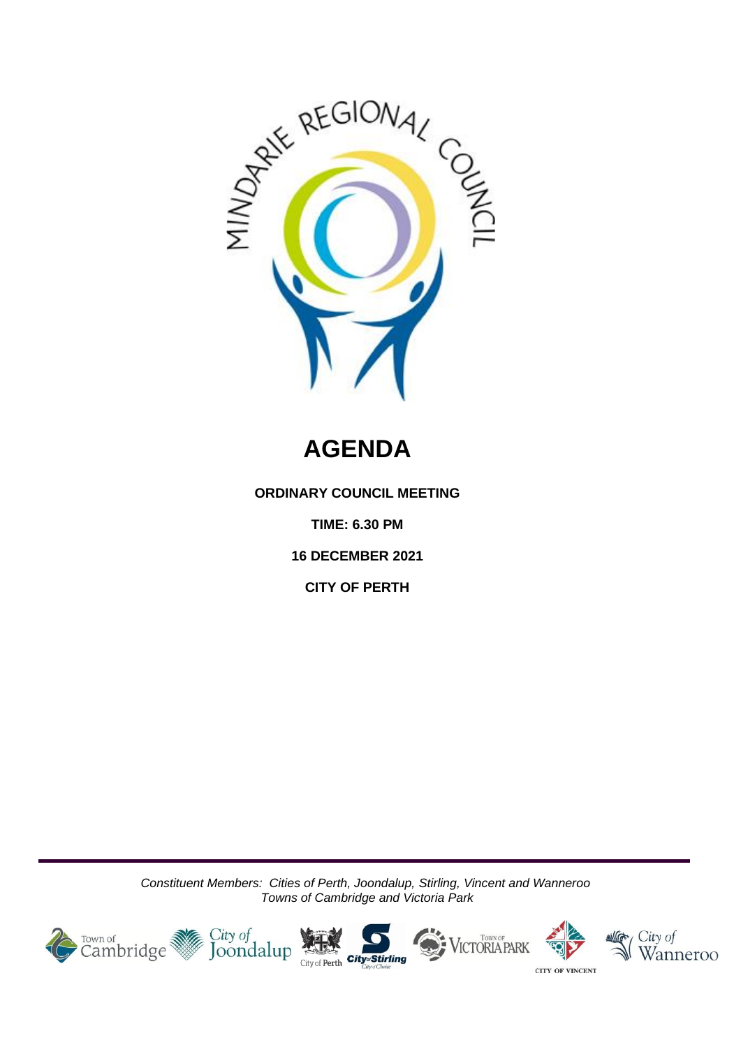# AGENDA

**ORDINARY COUNCIL MEETING**

**TIME: 6.30 PM**

**16 DECEMBER 2021**

**CITY OF PERTH**

*Constituent Members: Cities of Perth, Joondalup, Stirling, Vincent and Wanneroo*
*Towns of Cambridge and Victoria Park*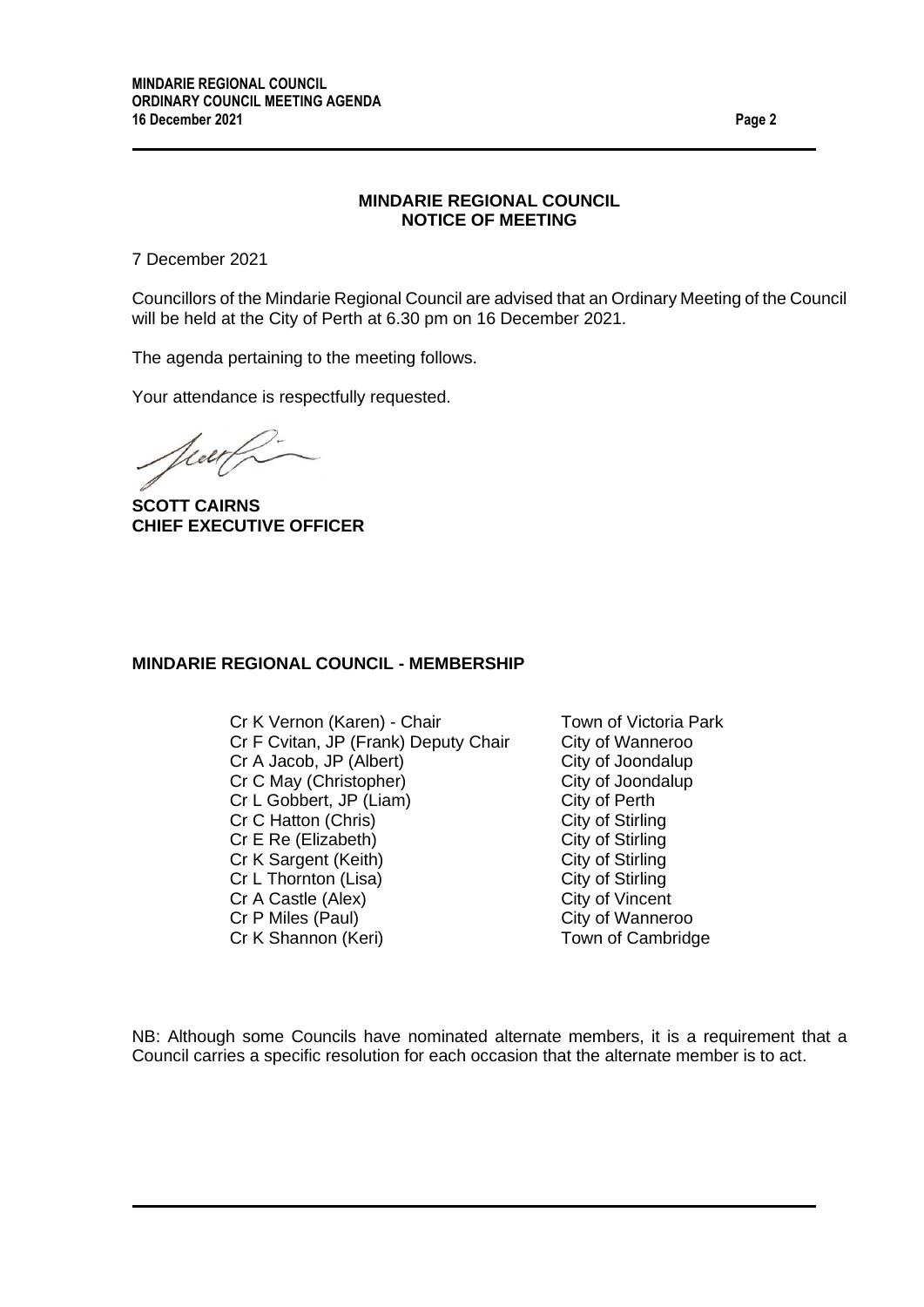**MINDARIE REGIONAL COUNCIL**
**NOTICE OF MEETING**

7 December 2021

Councillors of the Mindarie Regional Council are advised that an Ordinary Meeting of the Council will be held at the City of Perth at 6.30 pm on 16 December 2021.

The agenda pertaining to the meeting follows.

Your attendance is respectfully requested.

**SCOTT CAIRNS**
**CHIEF EXECUTIVE OFFICER**

## MINDARIE REGIONAL COUNCIL - MEMBERSHIP

| | |
|---|---|
| Cr K Vernon (Karen) - Chair | Town of Victoria Park |
| Cr F Cvitan, JP (Frank) Deputy Chair | City of Wanneroo |
| Cr A Jacob, JP (Albert) | City of Joondalup |
| Cr C May (Christopher) | City of Joondalup |
| Cr L Gobbert, JP (Liam) | City of Perth |
| Cr C Hatton (Chris) | City of Stirling |
| Cr E Re (Elizabeth) | City of Stirling |
| Cr K Sargent (Keith) | City of Stirling |
| Cr L Thornton (Lisa) | City of Stirling |
| Cr A Castle (Alex) | City of Vincent |
| Cr P Miles (Paul) | City of Wanneroo |
| Cr K Shannon (Keri) | Town of Cambridge |

NB: Although some Councils have nominated alternate members, it is a requirement that a Council carries a specific resolution for each occasion that the alternate member is to act.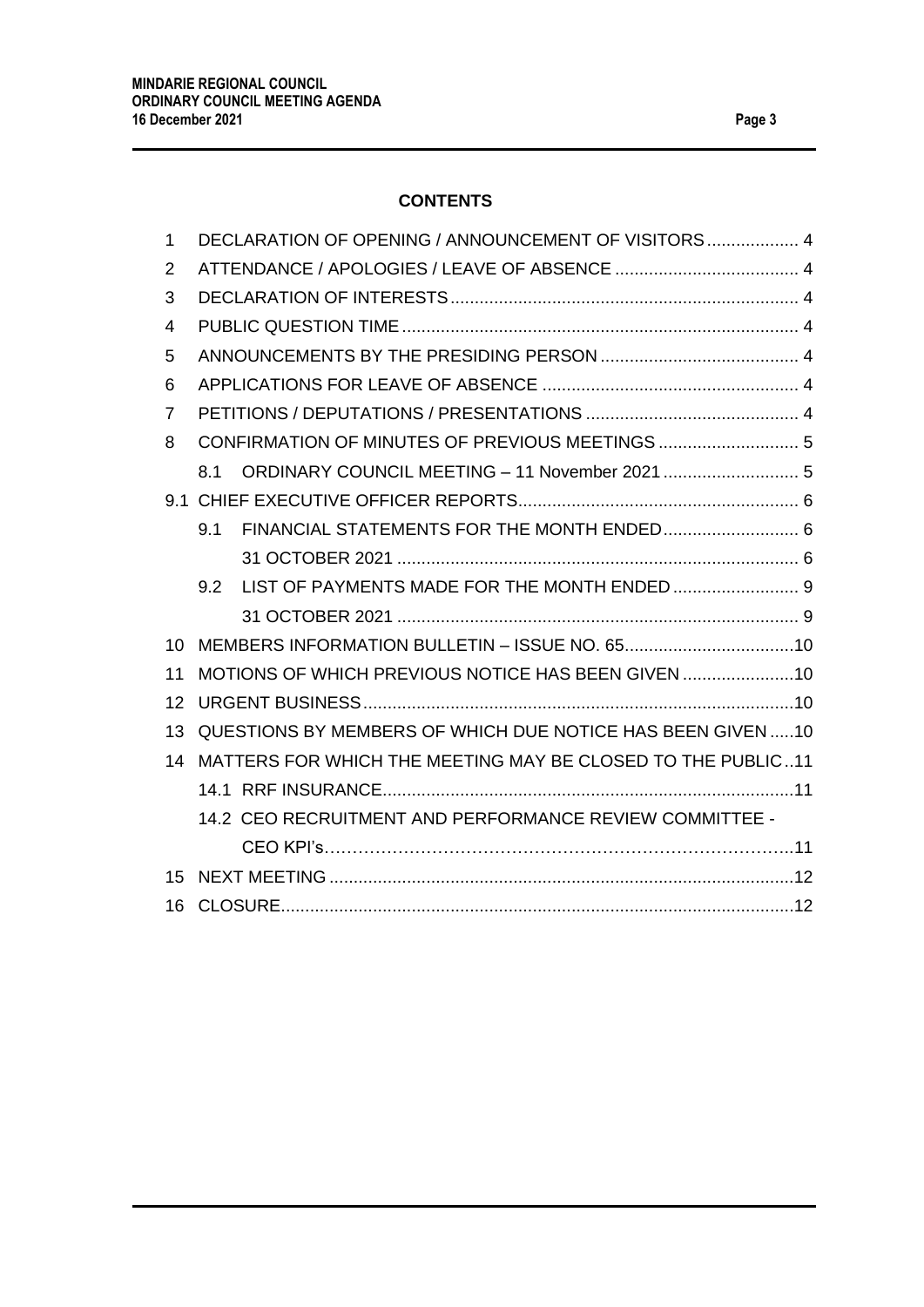**CONTENTS**

| | | |
|---|---|---|
| 1 | DECLARATION OF OPENING / ANNOUNCEMENT OF VISITORS | 4 |
| 2 | ATTENDANCE / APOLOGIES / LEAVE OF ABSENCE | 4 |
| 3 | DECLARATION OF INTERESTS | 4 |
| 4 | PUBLIC QUESTION TIME | 4 |
| 5 | ANNOUNCEMENTS BY THE PRESIDING PERSON | 4 |
| 6 | APPLICATIONS FOR LEAVE OF ABSENCE | 4 |
| 7 | PETITIONS / DEPUTATIONS / PRESENTATIONS | 4 |
| 8 | CONFIRMATION OF MINUTES OF PREVIOUS MEETINGS | 5 |
| | 8.1 ORDINARY COUNCIL MEETING – 11 November 2021 | 5 |
| 9.1 | CHIEF EXECUTIVE OFFICER REPORTS | 6 |
| | 9.1 FINANCIAL STATEMENTS FOR THE MONTH ENDED | 6 |
| | 31 OCTOBER 2021 | 6 |
| | 9.2 LIST OF PAYMENTS MADE FOR THE MONTH ENDED | 9 |
| | 31 OCTOBER 2021 | 9 |
| 10 | MEMBERS INFORMATION BULLETIN – ISSUE NO. 65 | 10 |
| 11 | MOTIONS OF WHICH PREVIOUS NOTICE HAS BEEN GIVEN | 10 |
| 12 | URGENT BUSINESS | 10 |
| 13 | QUESTIONS BY MEMBERS OF WHICH DUE NOTICE HAS BEEN GIVEN | 10 |
| 14 | MATTERS FOR WHICH THE MEETING MAY BE CLOSED TO THE PUBLIC | 11 |
| | 14.1 RRF INSURANCE | 11 |
| | 14.2 CEO RECRUITMENT AND PERFORMANCE REVIEW COMMITTEE - CEO KPI's | 11 |
| 15 | NEXT MEETING | 12 |
| 16 | CLOSURE | 12 |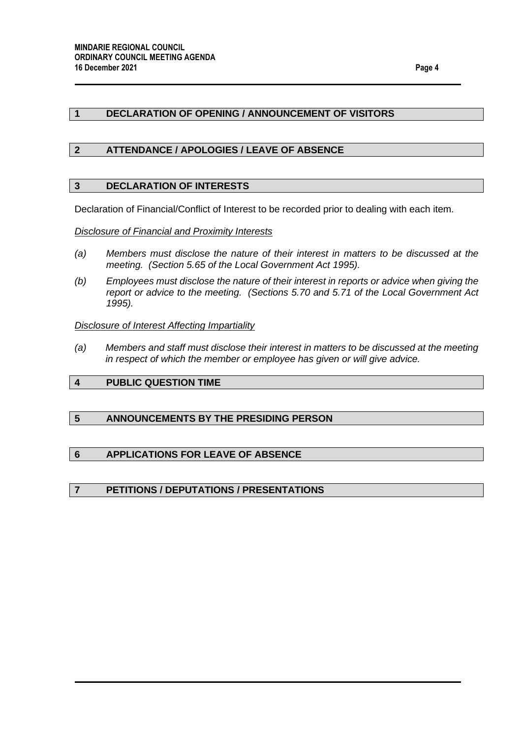## 1 DECLARATION OF OPENING / ANNOUNCEMENT OF VISITORS

## 2 ATTENDANCE / APOLOGIES / LEAVE OF ABSENCE

## 3 DECLARATION OF INTERESTS

Declaration of Financial/Conflict of Interest to be recorded prior to dealing with each item.

*Disclosure of Financial and Proximity Interests*

*(a) Members must disclose the nature of their interest in matters to be discussed at the meeting. (Section 5.65 of the Local Government Act 1995).*

*(b) Employees must disclose the nature of their interest in reports or advice when giving the report or advice to the meeting. (Sections 5.70 and 5.71 of the Local Government Act 1995).*

*Disclosure of Interest Affecting Impartiality*

*(a) Members and staff must disclose their interest in matters to be discussed at the meeting in respect of which the member or employee has given or will give advice.*

## 4 PUBLIC QUESTION TIME

## 5 ANNOUNCEMENTS BY THE PRESIDING PERSON

## 6 APPLICATIONS FOR LEAVE OF ABSENCE

## 7 PETITIONS / DEPUTATIONS / PRESENTATIONS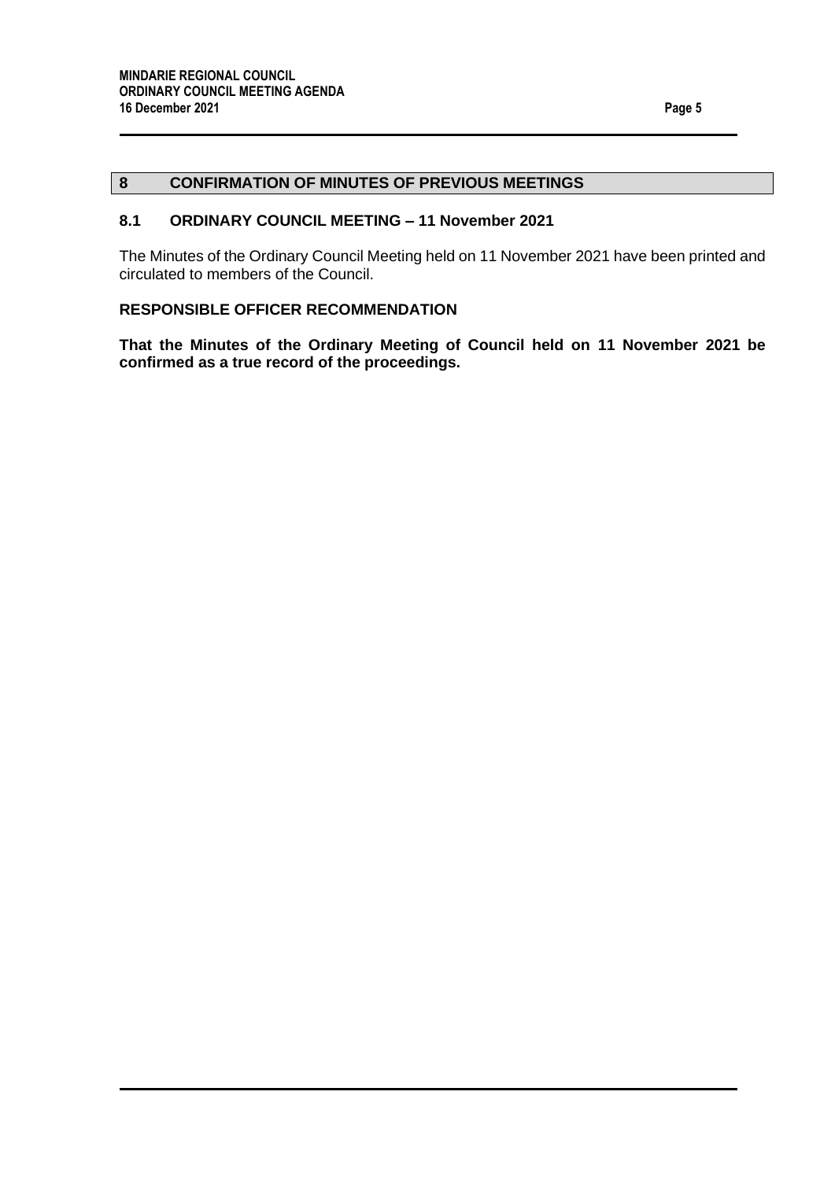## 8 CONFIRMATION OF MINUTES OF PREVIOUS MEETINGS

### 8.1 ORDINARY COUNCIL MEETING – 11 November 2021

The Minutes of the Ordinary Council Meeting held on 11 November 2021 have been printed and circulated to members of the Council.

**RESPONSIBLE OFFICER RECOMMENDATION**

**That the Minutes of the Ordinary Meeting of Council held on 11 November 2021 be confirmed as a true record of the proceedings.**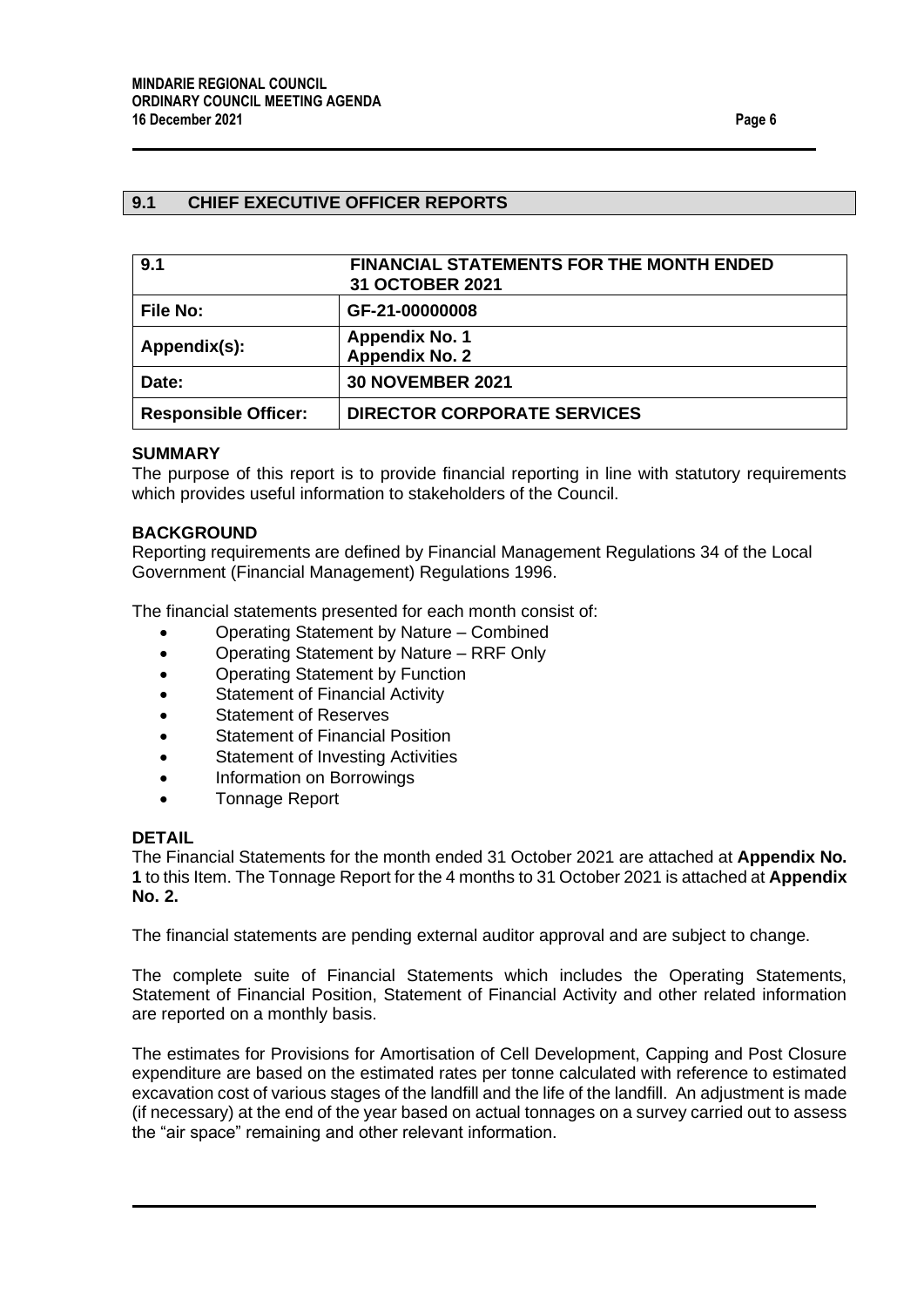## 9.1 CHIEF EXECUTIVE OFFICER REPORTS

| 9.1 | FINANCIAL STATEMENTS FOR THE MONTH ENDED 31 OCTOBER 2021 |
|---|---|
| **File No:** | **GF-21-00000008** |
| **Appendix(s):** | **Appendix No. 1**<br>**Appendix No. 2** |
| **Date:** | **30 NOVEMBER 2021** |
| **Responsible Officer:** | **DIRECTOR CORPORATE SERVICES** |

### SUMMARY

The purpose of this report is to provide financial reporting in line with statutory requirements which provides useful information to stakeholders of the Council.

### BACKGROUND

Reporting requirements are defined by Financial Management Regulations 34 of the Local Government (Financial Management) Regulations 1996.

The financial statements presented for each month consist of:

- Operating Statement by Nature – Combined
- Operating Statement by Nature – RRF Only
- Operating Statement by Function
- Statement of Financial Activity
- Statement of Reserves
- Statement of Financial Position
- Statement of Investing Activities
- Information on Borrowings
- Tonnage Report

### DETAIL

The Financial Statements for the month ended 31 October 2021 are attached at **Appendix No. 1** to this Item. The Tonnage Report for the 4 months to 31 October 2021 is attached at **Appendix No. 2.**

The financial statements are pending external auditor approval and are subject to change.

The complete suite of Financial Statements which includes the Operating Statements, Statement of Financial Position, Statement of Financial Activity and other related information are reported on a monthly basis.

The estimates for Provisions for Amortisation of Cell Development, Capping and Post Closure expenditure are based on the estimated rates per tonne calculated with reference to estimated excavation cost of various stages of the landfill and the life of the landfill. An adjustment is made (if necessary) at the end of the year based on actual tonnages on a survey carried out to assess the "air space" remaining and other relevant information.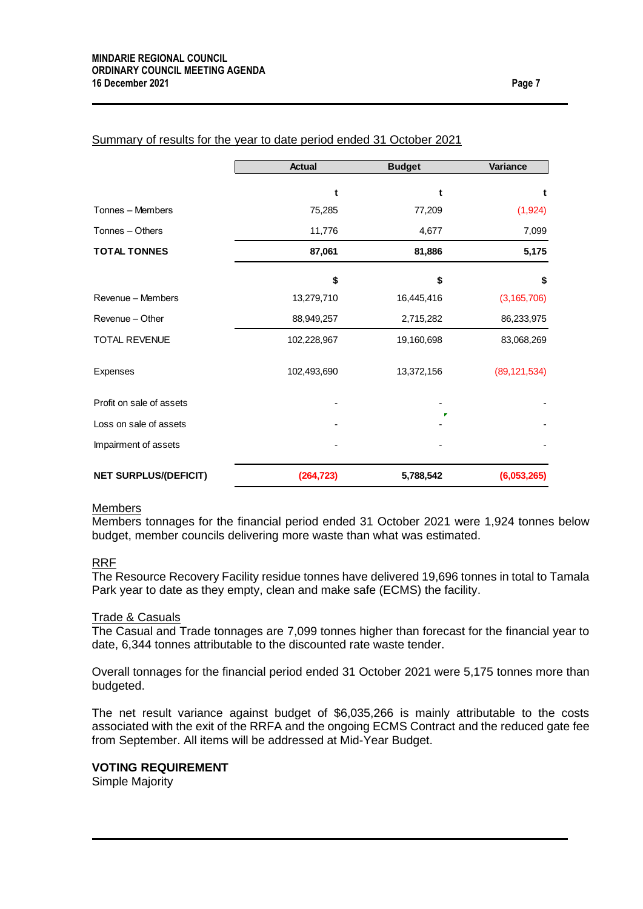Summary of results for the year to date period ended 31 October 2021

| | Actual | Budget | Variance |
|---|---|---|---|
| | t | t | t |
| Tonnes – Members | 75,285 | 77,209 | (1,924) |
| Tonnes – Others | 11,776 | 4,677 | 7,099 |
| **TOTAL TONNES** | **87,061** | **81,886** | **5,175** |
| | $ | $ | $ |
| Revenue – Members | 13,279,710 | 16,445,416 | (3,165,706) |
| Revenue – Other | 88,949,257 | 2,715,282 | 86,233,975 |
| TOTAL REVENUE | 102,228,967 | 19,160,698 | 83,068,269 |
| Expenses | 102,493,690 | 13,372,156 | (89,121,534) |
| Profit on sale of assets | - | - | - |
| Loss on sale of assets | - | - | - |
| Impairment of assets | - | - | - |
| **NET SURPLUS/(DEFICIT)** | **(264,723)** | **5,788,542** | **(6,053,265)** |

Members
Members tonnages for the financial period ended 31 October 2021 were 1,924 tonnes below budget, member councils delivering more waste than what was estimated.

RRF
The Resource Recovery Facility residue tonnes have delivered 19,696 tonnes in total to Tamala Park year to date as they empty, clean and make safe (ECMS) the facility.

Trade & Casuals
The Casual and Trade tonnages are 7,099 tonnes higher than forecast for the financial year to date, 6,344 tonnes attributable to the discounted rate waste tender.

Overall tonnages for the financial period ended 31 October 2021 were 5,175 tonnes more than budgeted.

The net result variance against budget of $6,035,266 is mainly attributable to the costs associated with the exit of the RRFA and the ongoing ECMS Contract and the reduced gate fee from September. All items will be addressed at Mid-Year Budget.

**VOTING REQUIREMENT**
Simple Majority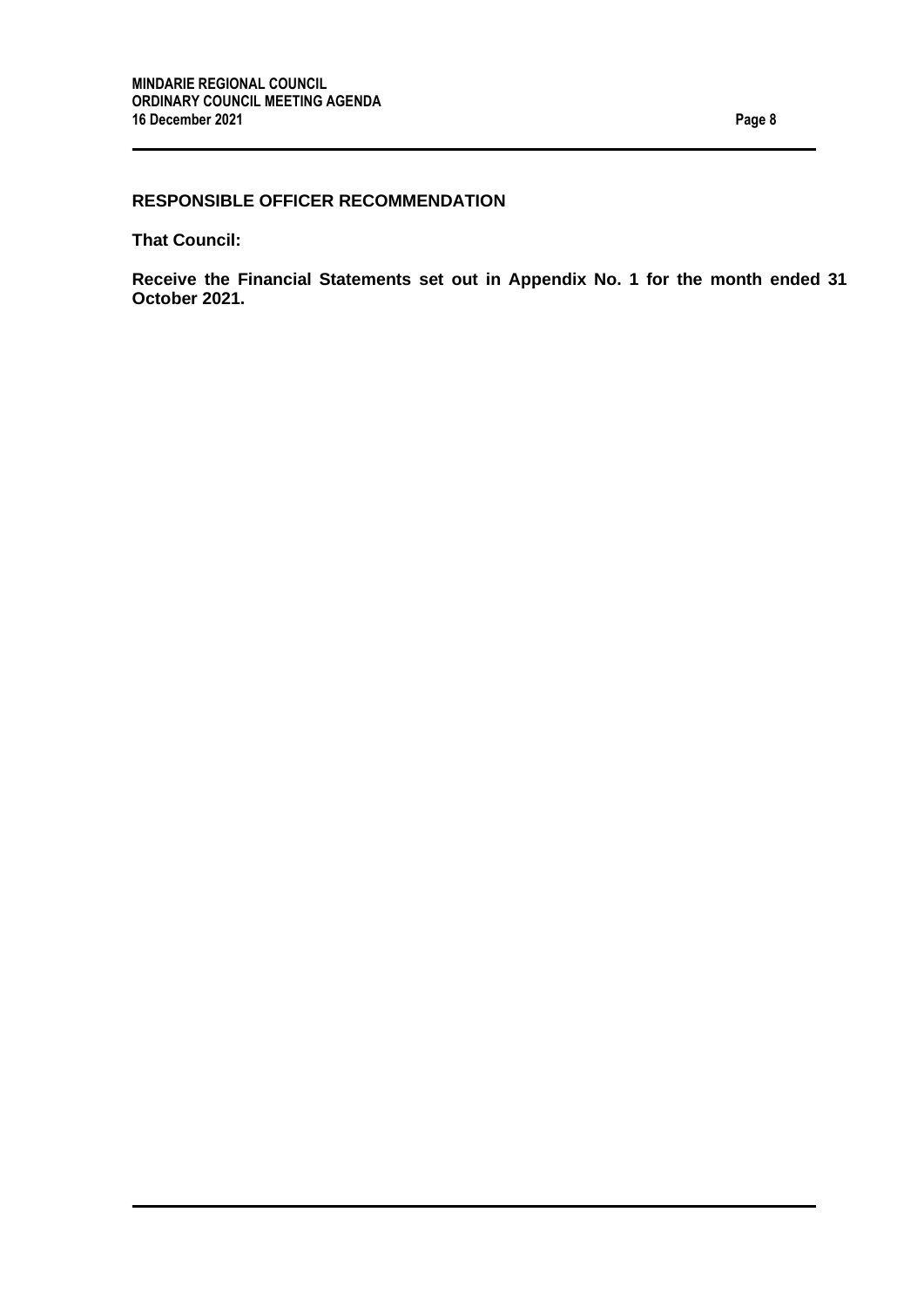## RESPONSIBLE OFFICER RECOMMENDATION

**That Council:**

**Receive the Financial Statements set out in Appendix No. 1 for the month ended 31 October 2021.**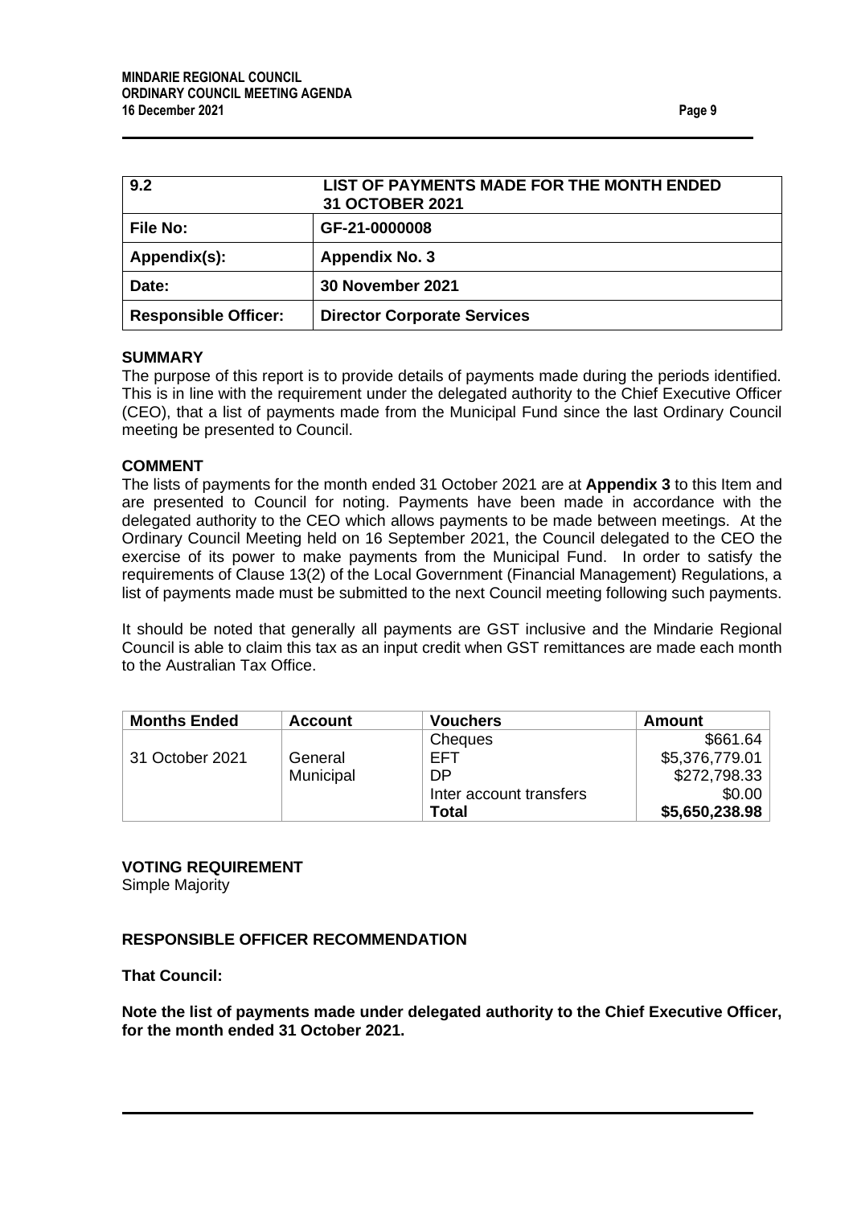| 9.2 | LIST OF PAYMENTS MADE FOR THE MONTH ENDED 31 OCTOBER 2021 |
|---|---|
| **File No:** | **GF-21-0000008** |
| **Appendix(s):** | **Appendix No. 3** |
| **Date:** | **30 November 2021** |
| **Responsible Officer:** | **Director Corporate Services** |

**SUMMARY**

The purpose of this report is to provide details of payments made during the periods identified. This is in line with the requirement under the delegated authority to the Chief Executive Officer (CEO), that a list of payments made from the Municipal Fund since the last Ordinary Council meeting be presented to Council.

**COMMENT**

The lists of payments for the month ended 31 October 2021 are at **Appendix 3** to this Item and are presented to Council for noting. Payments have been made in accordance with the delegated authority to the CEO which allows payments to be made between meetings. At the Ordinary Council Meeting held on 16 September 2021, the Council delegated to the CEO the exercise of its power to make payments from the Municipal Fund. In order to satisfy the requirements of Clause 13(2) of the Local Government (Financial Management) Regulations, a list of payments made must be submitted to the next Council meeting following such payments.

It should be noted that generally all payments are GST inclusive and the Mindarie Regional Council is able to claim this tax as an input credit when GST remittances are made each month to the Australian Tax Office.

| Months Ended | Account | Vouchers | Amount |
|---|---|---|---|
| 31 October 2021 | General Municipal | Cheques | $661.64 |
| | | EFT | $5,376,779.01 |
| | | DP | $272,798.33 |
| | | Inter account transfers | $0.00 |
| | | **Total** | **$5,650,238.98** |

**VOTING REQUIREMENT**

Simple Majority

**RESPONSIBLE OFFICER RECOMMENDATION**

**That Council:**

**Note the list of payments made under delegated authority to the Chief Executive Officer, for the month ended 31 October 2021.**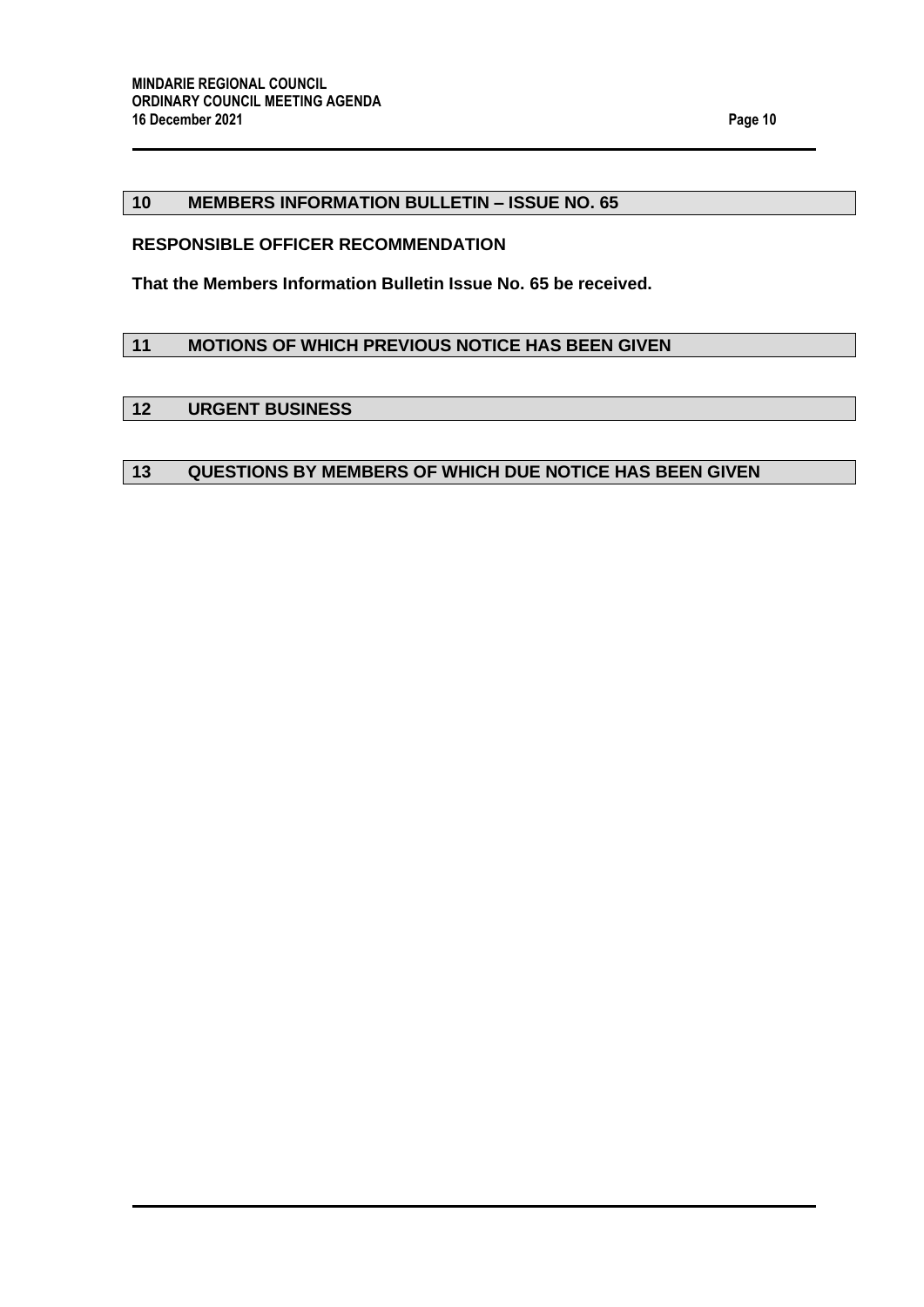## 10 MEMBERS INFORMATION BULLETIN – ISSUE NO. 65

**RESPONSIBLE OFFICER RECOMMENDATION**

**That the Members Information Bulletin Issue No. 65 be received.**

## 11 MOTIONS OF WHICH PREVIOUS NOTICE HAS BEEN GIVEN

## 12 URGENT BUSINESS

## 13 QUESTIONS BY MEMBERS OF WHICH DUE NOTICE HAS BEEN GIVEN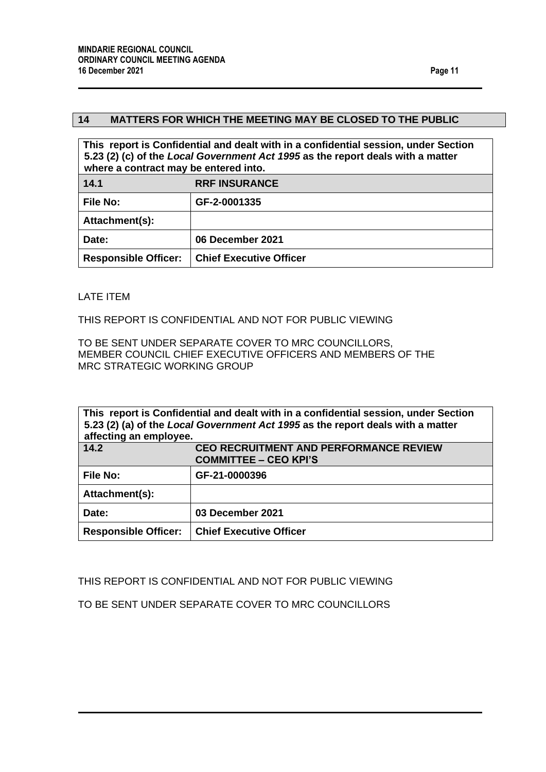## 14 MATTERS FOR WHICH THE MEETING MAY BE CLOSED TO THE PUBLIC

| **This report is Confidential and dealt with in a confidential session, under Section 5.23 (2) (c) of the *Local Government Act 1995* as the report deals with a matter where a contract may be entered into.** | |
|---|---|
| **14.1** | **RRF INSURANCE** |
| **File No:** | **GF-2-0001335** |
| **Attachment(s):** | |
| **Date:** | **06 December 2021** |
| **Responsible Officer:** | **Chief Executive Officer** |

LATE ITEM

THIS REPORT IS CONFIDENTIAL AND NOT FOR PUBLIC VIEWING

TO BE SENT UNDER SEPARATE COVER TO MRC COUNCILLORS, MEMBER COUNCIL CHIEF EXECUTIVE OFFICERS AND MEMBERS OF THE MRC STRATEGIC WORKING GROUP

| **This report is Confidential and dealt with in a confidential session, under Section 5.23 (2) (a) of the *Local Government Act 1995* as the report deals with a matter affecting an employee.** | |
|---|---|
| **14.2** | **CEO RECRUITMENT AND PERFORMANCE REVIEW COMMITTEE – CEO KPI'S** |
| **File No:** | **GF-21-0000396** |
| **Attachment(s):** | |
| **Date:** | **03 December 2021** |
| **Responsible Officer:** | **Chief Executive Officer** |

THIS REPORT IS CONFIDENTIAL AND NOT FOR PUBLIC VIEWING

TO BE SENT UNDER SEPARATE COVER TO MRC COUNCILLORS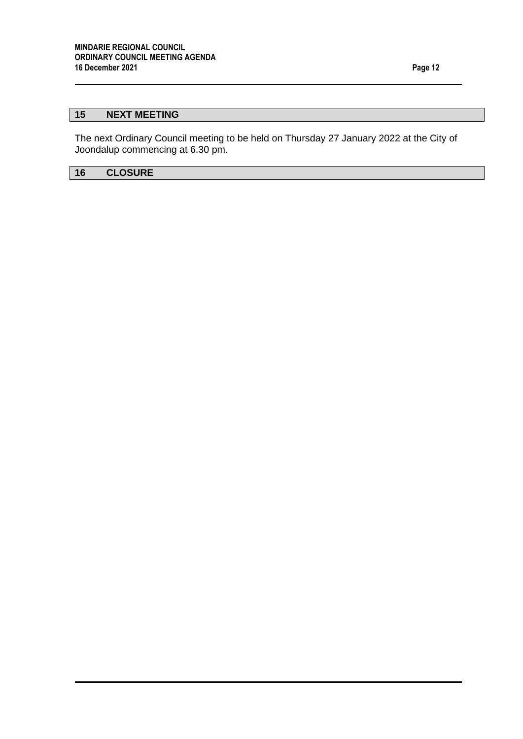## 15 NEXT MEETING

The next Ordinary Council meeting to be held on Thursday 27 January 2022 at the City of Joondalup commencing at 6.30 pm.

## 16 CLOSURE